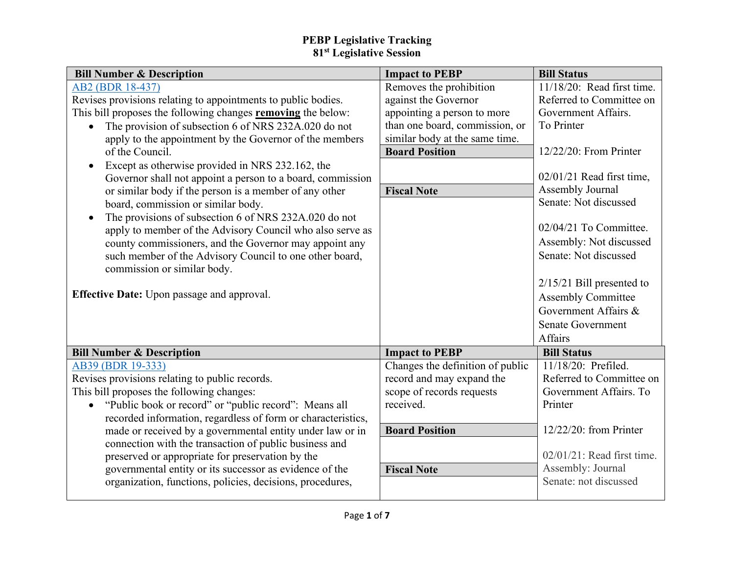# PEBP Legislative Tracking
## 81st Legislative Session

| Bill Number & Description | Impact to PEBP | Bill Status |
|---|---|---|
| [AB2 (BDR 18-437)](#)<br>Revises provisions relating to appointments to public bodies.<br>This bill proposes the following changes **removing** the below:<br>• The provision of subsection 6 of NRS 232A.020 do not apply to the appointment by the Governor of the members of the Council.<br>• Except as otherwise provided in NRS 232.162, the Governor shall not appoint a person to a board, commission or similar body if the person is a member of any other board, commission or similar body.<br>• The provisions of subsection 6 of NRS 232A.020 do not apply to member of the Advisory Council who also serve as county commissioners, and the Governor may appoint any such member of the Advisory Council to one other board, commission or similar body.<br><br>**Effective Date:** Upon passage and approval. | Removes the prohibition against the Governor appointing a person to more than one board, commission, or similar body at the same time.<br><br>**Board Position**<br><br>**Fiscal Note** | 11/18/20: Read first time. Referred to Committee on Government Affairs. To Printer<br><br>12/22/20: From Printer<br><br>02/01/21 Read first time, Assembly Journal<br>Senate: Not discussed<br><br>02/04/21 To Committee.<br>Assembly: Not discussed<br>Senate: Not discussed<br><br>2/15/21 Bill presented to Assembly Committee Government Affairs & Senate Government Affairs |
| **Bill Number & Description** | **Impact to PEBP** | **Bill Status** |
| [AB39 (BDR 19-333)](#)<br>Revises provisions relating to public records.<br>This bill proposes the following changes:<br>• "Public book or record" or "public record": Means all recorded information, regardless of form or characteristics, made or received by a governmental entity under law or in connection with the transaction of public business and preserved or appropriate for preservation by the governmental entity or its successor as evidence of the organization, functions, policies, decisions, procedures, | Changes the definition of public record and may expand the scope of records requests received.<br><br>**Board Position**<br><br>**Fiscal Note** | 11/18/20: Prefiled. Referred to Committee on Government Affairs. To Printer<br><br>12/22/20: from Printer<br><br>02/01/21: Read first time. Assembly: Journal<br>Senate: not discussed |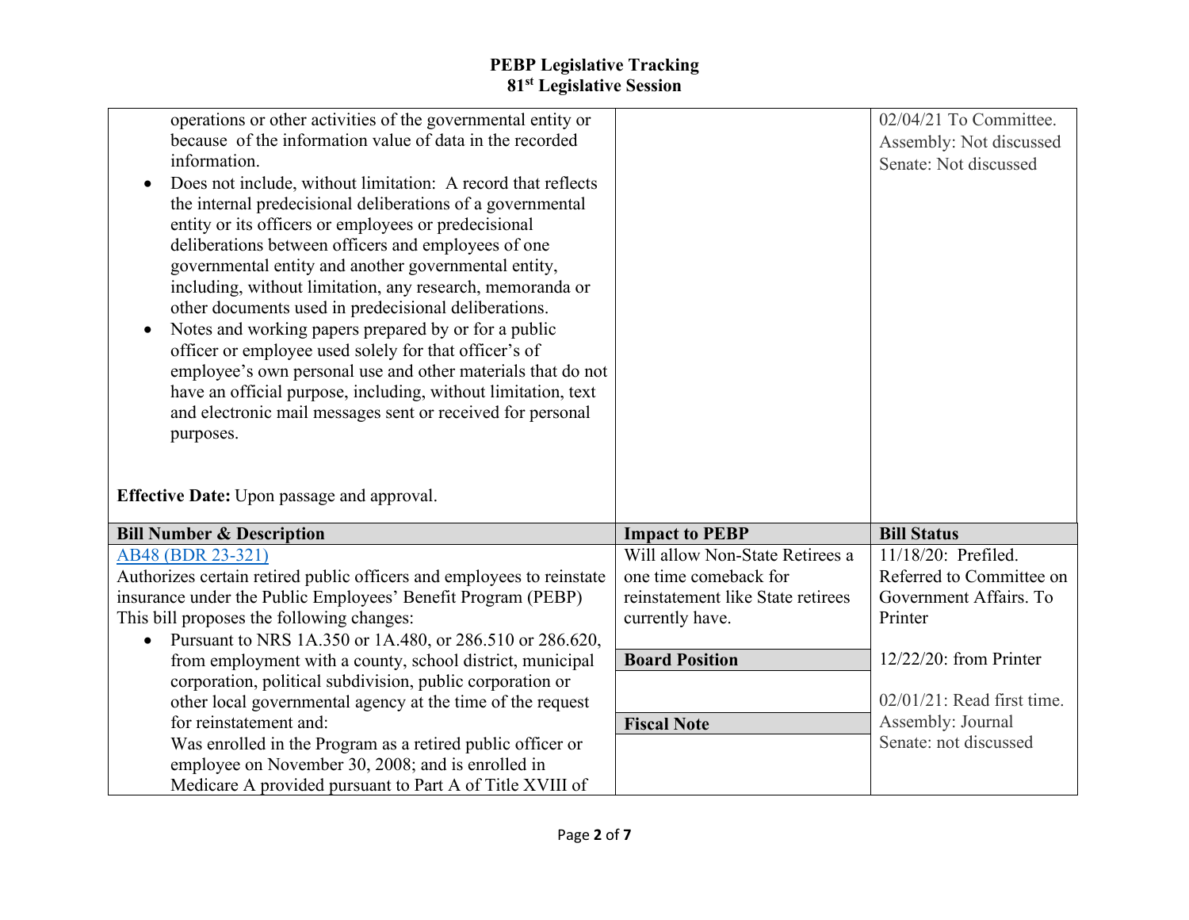| | | |
|---|---|---|
| operations or other activities of the governmental entity or because of the information value of data in the recorded information.<br>• Does not include, without limitation: A record that reflects the internal predecisional deliberations of a governmental entity or its officers or employees or predecisional deliberations between officers and employees of one governmental entity and another governmental entity, including, without limitation, any research, memoranda or other documents used in predecisional deliberations.<br>• Notes and working papers prepared by or for a public officer or employee used solely for that officer's of employee's own personal use and other materials that do not have an official purpose, including, without limitation, text and electronic mail messages sent or received for personal purposes.<br><br>**Effective Date:** Upon passage and approval. | | 02/04/21 To Committee.<br>Assembly: Not discussed<br>Senate: Not discussed |
| **Bill Number & Description** | **Impact to PEBP** | **Bill Status** |
| AB48 (BDR 23-321)<br>Authorizes certain retired public officers and employees to reinstate insurance under the Public Employees' Benefit Program (PEBP) This bill proposes the following changes:<br>• Pursuant to NRS 1A.350 or 1A.480, or 286.510 or 286.620, from employment with a county, school district, municipal corporation, political subdivision, public corporation or other local governmental agency at the time of the request for reinstatement and:<br>Was enrolled in the Program as a retired public officer or employee on November 30, 2008; and is enrolled in Medicare A provided pursuant to Part A of Title XVIII of | Will allow Non-State Retirees a one time comeback for reinstatement like State retirees currently have.<br><br>**Board Position**<br><br>**Fiscal Note** | 11/18/20: Prefiled. Referred to Committee on Government Affairs. To Printer<br><br>12/22/20: from Printer<br><br>02/01/21: Read first time.<br>Assembly: Journal<br>Senate: not discussed |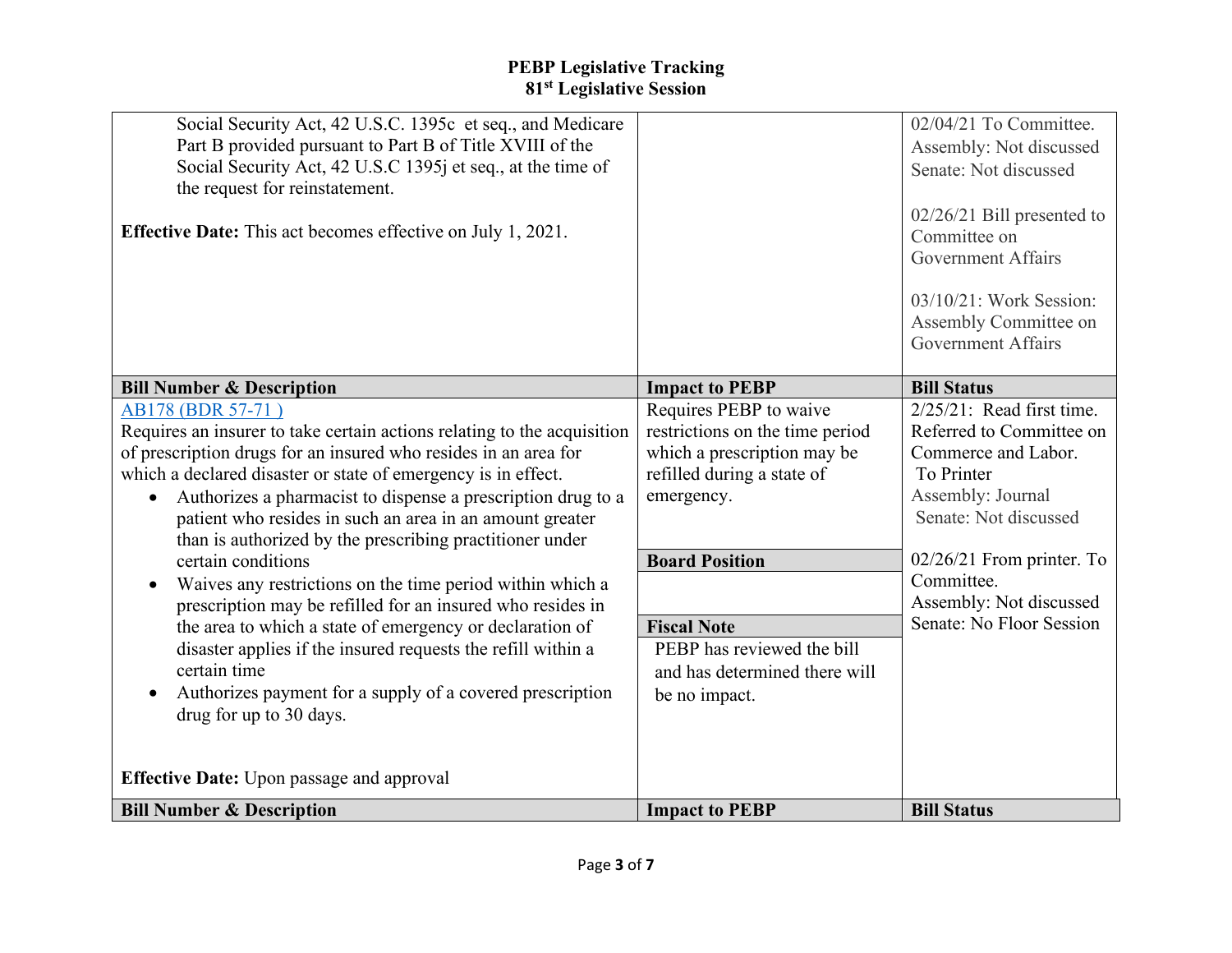| Bill Number & Description | Impact to PEBP | Bill Status |
|---|---|---|
| Social Security Act, 42 U.S.C. 1395c et seq., and Medicare Part B provided pursuant to Part B of Title XVIII of the Social Security Act, 42 U.S.C 1395j et seq., at the time of the request for reinstatement.<br><br>**Effective Date:** This act becomes effective on July 1, 2021. | | 02/04/21 To Committee. Assembly: Not discussed Senate: Not discussed<br><br>02/26/21 Bill presented to Committee on Government Affairs<br><br>03/10/21: Work Session: Assembly Committee on Government Affairs |
| **Bill Number & Description** | **Impact to PEBP** | **Bill Status** |
| [AB178 (BDR 57-71 )](#)<br>Requires an insurer to take certain actions relating to the acquisition of prescription drugs for an insured who resides in an area for which a declared disaster or state of emergency is in effect.<br>• Authorizes a pharmacist to dispense a prescription drug to a patient who resides in such an area in an amount greater than is authorized by the prescribing practitioner under certain conditions<br>• Waives any restrictions on the time period within which a prescription may be refilled for an insured who resides in the area to which a state of emergency or declaration of disaster applies if the insured requests the refill within a certain time<br>• Authorizes payment for a supply of a covered prescription drug for up to 30 days.<br><br>**Effective Date:** Upon passage and approval | Requires PEBP to waive restrictions on the time period which a prescription may be refilled during a state of emergency.<br><br>**Board Position**<br><br>**Fiscal Note**<br>PEBP has reviewed the bill and has determined there will be no impact. | 2/25/21: Read first time. Referred to Committee on Commerce and Labor. To Printer Assembly: Journal Senate: Not discussed<br><br>02/26/21 From printer. To Committee. Assembly: Not discussed Senate: No Floor Session |
| **Bill Number & Description** | **Impact to PEBP** | **Bill Status** |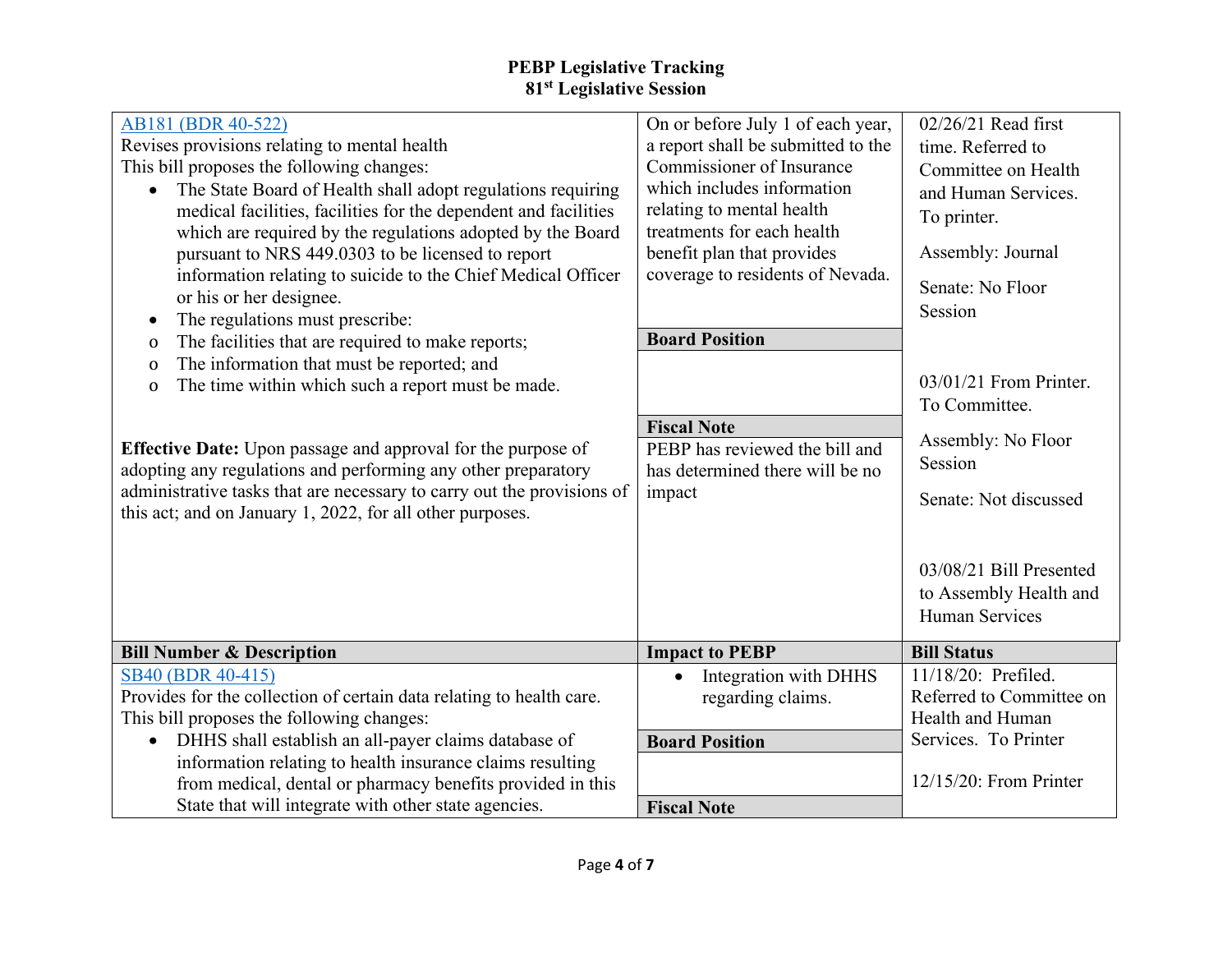**PEBP Legislative Tracking**
**81st Legislative Session**

| Bill Number & Description | Impact to PEBP | Bill Status |
|---|---|---|
| [AB181 (BDR 40-522)](#)<br>Revises provisions relating to mental health<br>This bill proposes the following changes:<br>• The State Board of Health shall adopt regulations requiring medical facilities, facilities for the dependent and facilities which are required by the regulations adopted by the Board pursuant to NRS 449.0303 to be licensed to report information relating to suicide to the Chief Medical Officer or his or her designee.<br>• The regulations must prescribe:<br>o The facilities that are required to make reports;<br>o The information that must be reported; and<br>o The time within which such a report must be made.<br><br>**Effective Date:** Upon passage and approval for the purpose of adopting any regulations and performing any other preparatory administrative tasks that are necessary to carry out the provisions of this act; and on January 1, 2022, for all other purposes. | On or before July 1 of each year, a report shall be submitted to the Commissioner of Insurance which includes information relating to mental health treatments for each health benefit plan that provides coverage to residents of Nevada.<br><br>**Board Position**<br><br>**Fiscal Note**<br>PEBP has reviewed the bill and has determined there will be no impact | 02/26/21 Read first time. Referred to Committee on Health and Human Services. To printer.<br>Assembly: Journal<br>Senate: No Floor Session<br><br>03/01/21 From Printer. To Committee.<br>Assembly: No Floor Session<br>Senate: Not discussed<br><br>03/08/21 Bill Presented to Assembly Health and Human Services |
| [SB40 (BDR 40-415)](#)<br>Provides for the collection of certain data relating to health care.<br>This bill proposes the following changes:<br>• DHHS shall establish an all-payer claims database of information relating to health insurance claims resulting from medical, dental or pharmacy benefits provided in this State that will integrate with other state agencies. | • Integration with DHHS regarding claims.<br><br>**Board Position**<br><br>**Fiscal Note** | 11/18/20: Prefiled. Referred to Committee on Health and Human Services. To Printer<br><br>12/15/20: From Printer |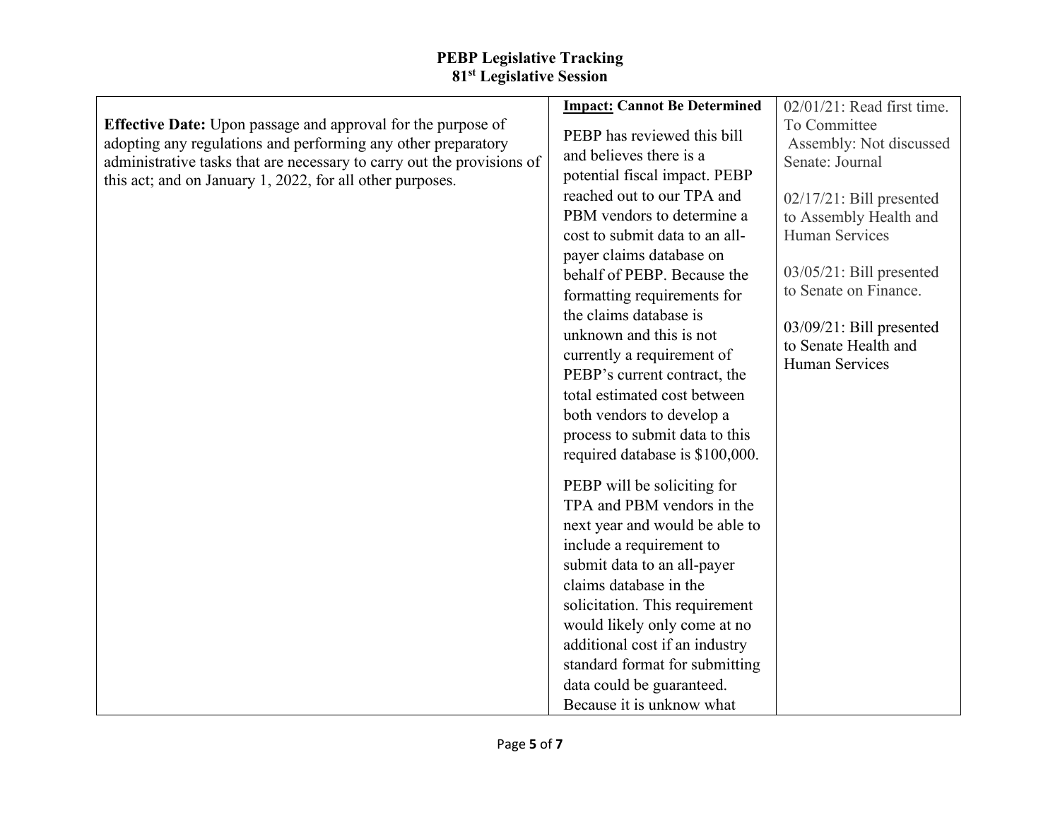| | | |
|---|---|---|
| **Effective Date:** Upon passage and approval for the purpose of adopting any regulations and performing any other preparatory administrative tasks that are necessary to carry out the provisions of this act; and on January 1, 2022, for all other purposes. | **Impact: Cannot Be Determined**<br><br>PEBP has reviewed this bill and believes there is a potential fiscal impact. PEBP reached out to our TPA and PBM vendors to determine a cost to submit data to an all-payer claims database on behalf of PEBP. Because the formatting requirements for the claims database is unknown and this is not currently a requirement of PEBP's current contract, the total estimated cost between both vendors to develop a process to submit data to this required database is $100,000.<br><br>PEBP will be soliciting for TPA and PBM vendors in the next year and would be able to include a requirement to submit data to an all-payer claims database in the solicitation. This requirement would likely only come at no additional cost if an industry standard format for submitting data could be guaranteed. Because it is unknow what | 02/01/21: Read first time. To Committee<br>Assembly: Not discussed<br>Senate: Journal<br><br>02/17/21: Bill presented to Assembly Health and Human Services<br><br>03/05/21: Bill presented to Senate on Finance.<br><br>03/09/21: Bill presented to Senate Health and Human Services |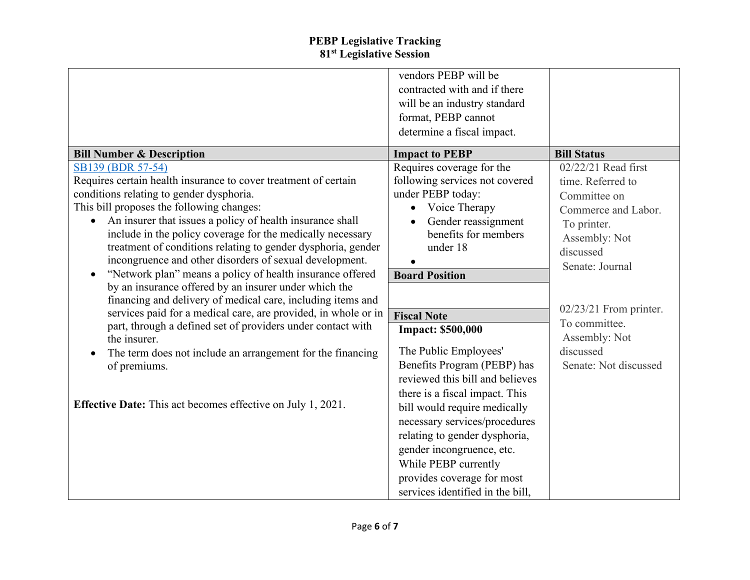# PEBP Legislative Tracking
## 81st Legislative Session

| | | |
|---|---|---|
| | vendors PEBP will be contracted with and if there will be an industry standard format, PEBP cannot determine a fiscal impact. | |

| Bill Number & Description | Impact to PEBP | Bill Status |
|---|---|---|
| [SB139 (BDR 57-54)](#)<br>Requires certain health insurance to cover treatment of certain conditions relating to gender dysphoria.<br>This bill proposes the following changes:<br>• An insurer that issues a policy of health insurance shall include in the policy coverage for the medically necessary treatment of conditions relating to gender dysphoria, gender incongruence and other disorders of sexual development.<br>• "Network plan" means a policy of health insurance offered by an insurance offered by an insurer under which the financing and delivery of medical care, including items and services paid for a medical care, are provided, in whole or in part, through a defined set of providers under contact with the insurer.<br>• The term does not include an arrangement for the financing of premiums.<br><br>**Effective Date:** This act becomes effective on July 1, 2021. | Requires coverage for the following services not covered under PEBP today:<br>• Voice Therapy<br>• Gender reassignment benefits for members under 18<br>•<br><br>**Board Position**<br><br>**Fiscal Note**<br>**Impact: $500,000**<br><br>The Public Employees' Benefits Program (PEBP) has reviewed this bill and believes there is a fiscal impact. This bill would require medically necessary services/procedures relating to gender dysphoria, gender incongruence, etc. While PEBP currently provides coverage for most services identified in the bill, | 02/22/21 Read first time. Referred to Committee on Commerce and Labor. To printer.<br>Assembly: Not discussed<br>Senate: Journal<br><br>02/23/21 From printer. To committee.<br>Assembly: Not discussed<br>Senate: Not discussed |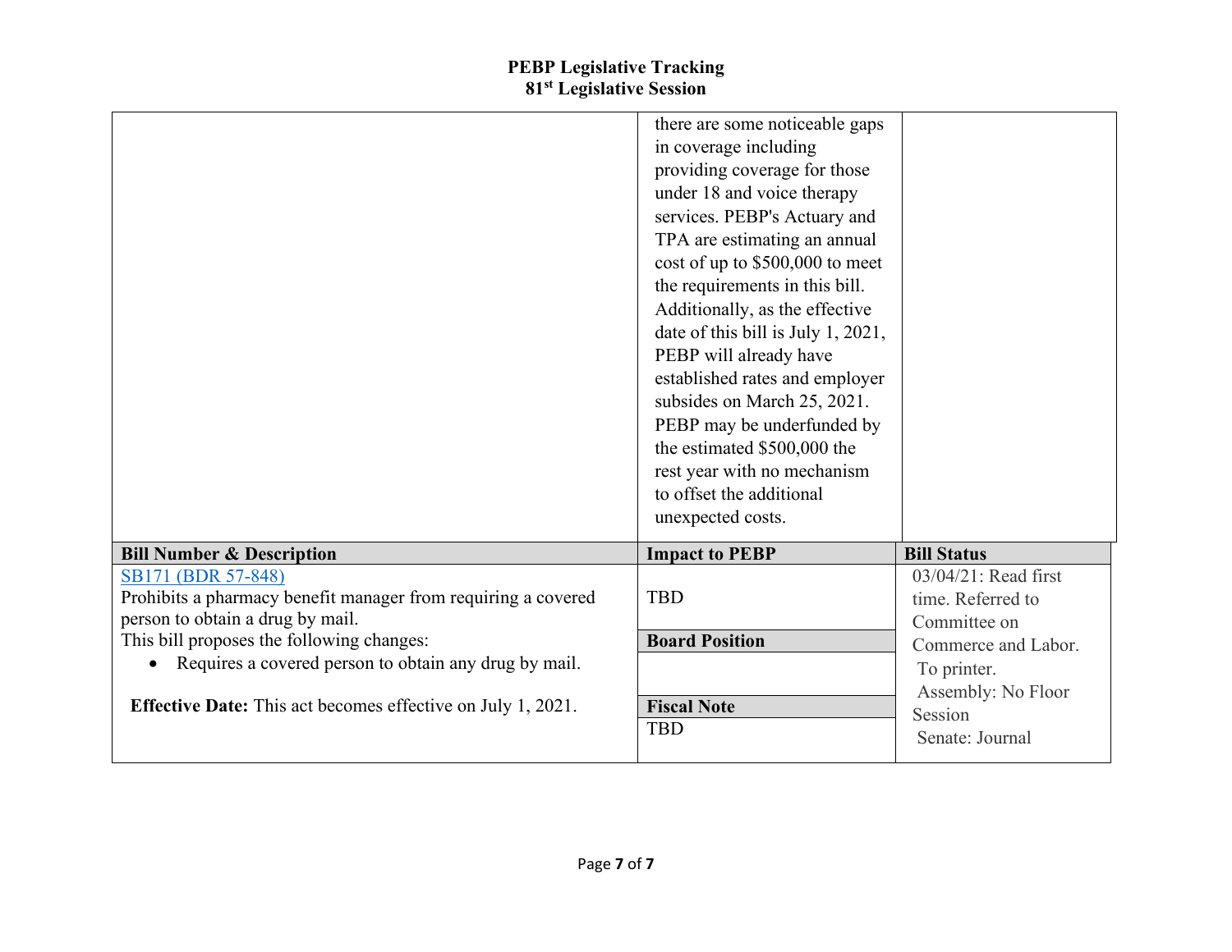| | | |
|---|---|---|
| | there are some noticeable gaps in coverage including providing coverage for those under 18 and voice therapy services. PEBP's Actuary and TPA are estimating an annual cost of up to $500,000 to meet the requirements in this bill. Additionally, as the effective date of this bill is July 1, 2021, PEBP will already have established rates and employer subsides on March 25, 2021. PEBP may be underfunded by the estimated $500,000 the rest year with no mechanism to offset the additional unexpected costs. | |

| Bill Number & Description | Impact to PEBP | Bill Status |
|---|---|---|
| SB171 (BDR 57-848)<br>Prohibits a pharmacy benefit manager from requiring a covered person to obtain a drug by mail.<br>This bill proposes the following changes:<br>• Requires a covered person to obtain any drug by mail.<br><br>**Effective Date:** This act becomes effective on July 1, 2021. | TBD<br>**Board Position**<br><br>**Fiscal Note**<br>TBD | 03/04/21: Read first time. Referred to Committee on Commerce and Labor. To printer.<br>Assembly: No Floor Session<br>Senate: Journal |